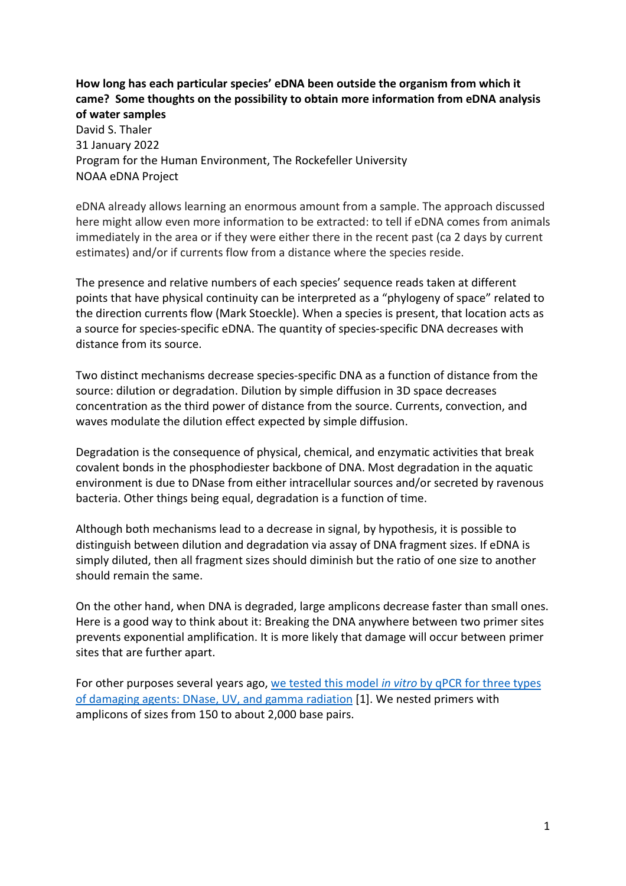**How long has each particular species' eDNA been outside the organism from which it came? Some thoughts on the possibility to obtain more information from eDNA analysis of water samples**

David S. Thaler
31 January 2022
Program for the Human Environment, The Rockefeller University
NOAA eDNA Project

eDNA already allows learning an enormous amount from a sample. The approach discussed here might allow even more information to be extracted: to tell if eDNA comes from animals immediately in the area or if they were either there in the recent past (ca 2 days by current estimates) and/or if currents flow from a distance where the species reside.

The presence and relative numbers of each species' sequence reads taken at different points that have physical continuity can be interpreted as a "phylogeny of space" related to the direction currents flow (Mark Stoeckle). When a species is present, that location acts as a source for species-specific eDNA. The quantity of species-specific DNA decreases with distance from its source.

Two distinct mechanisms decrease species-specific DNA as a function of distance from the source: dilution or degradation. Dilution by simple diffusion in 3D space decreases concentration as the third power of distance from the source. Currents, convection, and waves modulate the dilution effect expected by simple diffusion.

Degradation is the consequence of physical, chemical, and enzymatic activities that break covalent bonds in the phosphodiester backbone of DNA. Most degradation in the aquatic environment is due to DNase from either intracellular sources and/or secreted by ravenous bacteria. Other things being equal, degradation is a function of time.

Although both mechanisms lead to a decrease in signal, by hypothesis, it is possible to distinguish between dilution and degradation via assay of DNA fragment sizes. If eDNA is simply diluted, then all fragment sizes should diminish but the ratio of one size to another should remain the same.

On the other hand, when DNA is degraded, large amplicons decrease faster than small ones. Here is a good way to think about it: Breaking the DNA anywhere between two primer sites prevents exponential amplification. It is more likely that damage will occur between primer sites that are further apart.

For other purposes several years ago, we tested this model *in vitro* by qPCR for three types of damaging agents: DNase, UV, and gamma radiation [1]. We nested primers with amplicons of sizes from 150 to about 2,000 base pairs.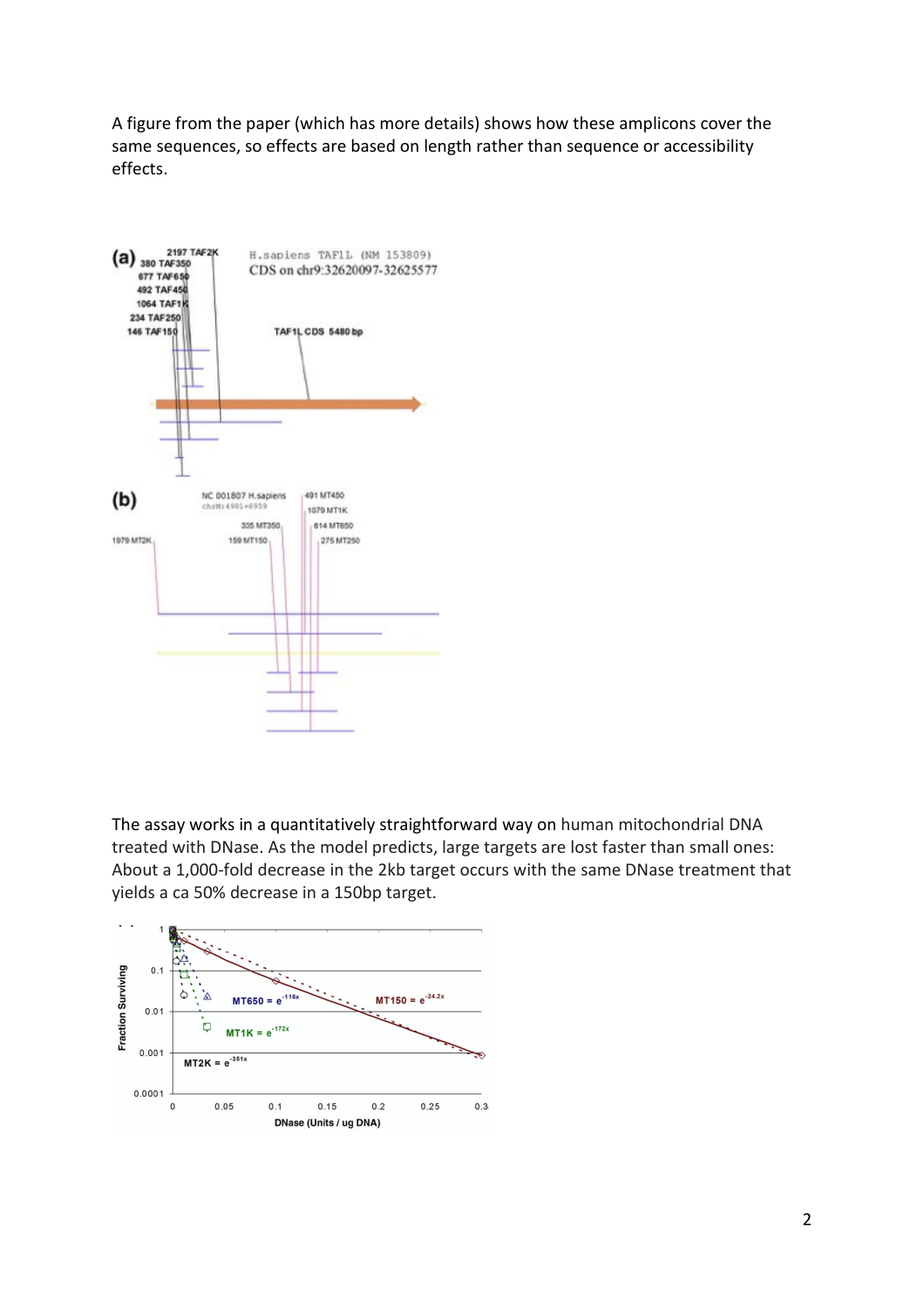A figure from the paper (which has more details) shows how these amplicons cover the same sequences, so effects are based on length rather than sequence or accessibility effects.

The assay works in a quantitatively straightforward way on human mitochondrial DNA treated with DNase. As the model predicts, large targets are lost faster than small ones: About a 1,000-fold decrease in the 2kb target occurs with the same DNase treatment that yields a ca 50% decrease in a 150bp target.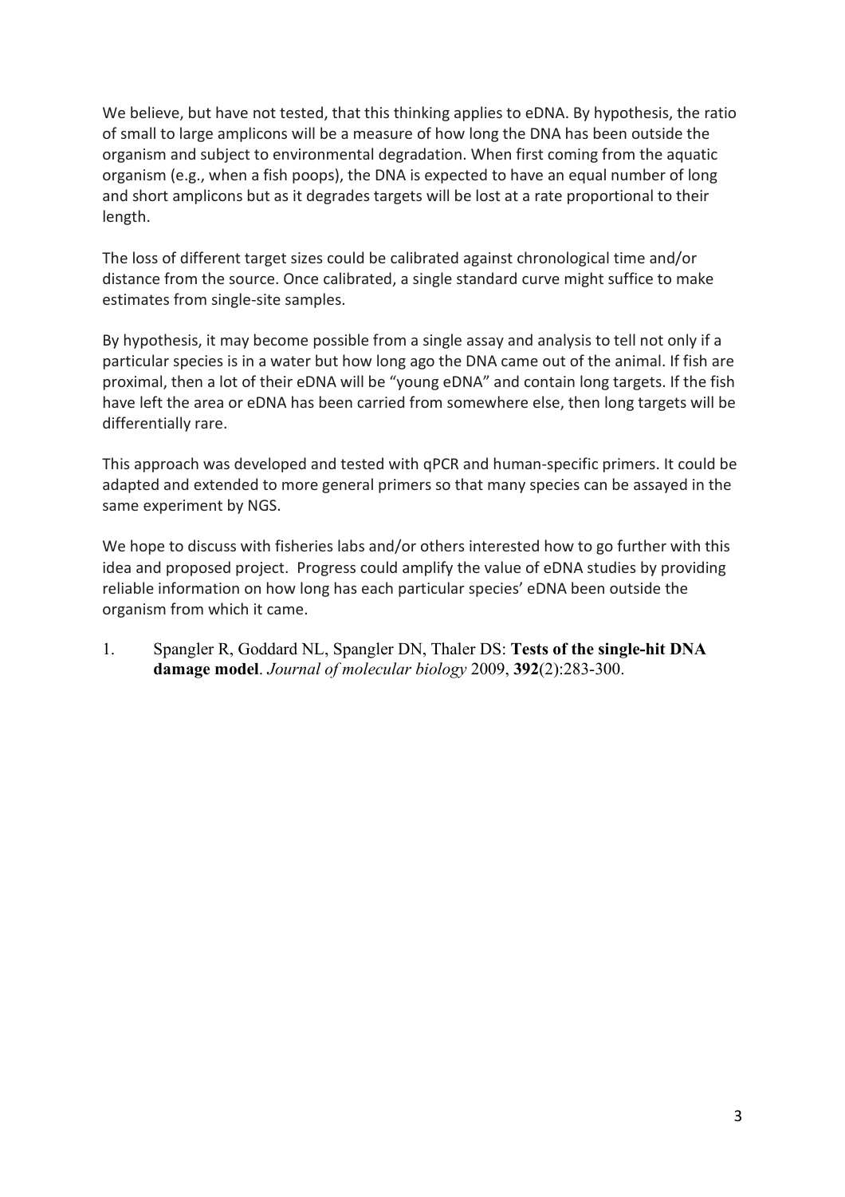We believe, but have not tested, that this thinking applies to eDNA. By hypothesis, the ratio of small to large amplicons will be a measure of how long the DNA has been outside the organism and subject to environmental degradation. When first coming from the aquatic organism (e.g., when a fish poops), the DNA is expected to have an equal number of long and short amplicons but as it degrades targets will be lost at a rate proportional to their length.

The loss of different target sizes could be calibrated against chronological time and/or distance from the source. Once calibrated, a single standard curve might suffice to make estimates from single-site samples.

By hypothesis, it may become possible from a single assay and analysis to tell not only if a particular species is in a water but how long ago the DNA came out of the animal. If fish are proximal, then a lot of their eDNA will be "young eDNA" and contain long targets. If the fish have left the area or eDNA has been carried from somewhere else, then long targets will be differentially rare.

This approach was developed and tested with qPCR and human-specific primers. It could be adapted and extended to more general primers so that many species can be assayed in the same experiment by NGS.

We hope to discuss with fisheries labs and/or others interested how to go further with this idea and proposed project. Progress could amplify the value of eDNA studies by providing reliable information on how long has each particular species' eDNA been outside the organism from which it came.

1. Spangler R, Goddard NL, Spangler DN, Thaler DS: **Tests of the single-hit DNA damage model**. *Journal of molecular biology* 2009, **392**(2):283-300.